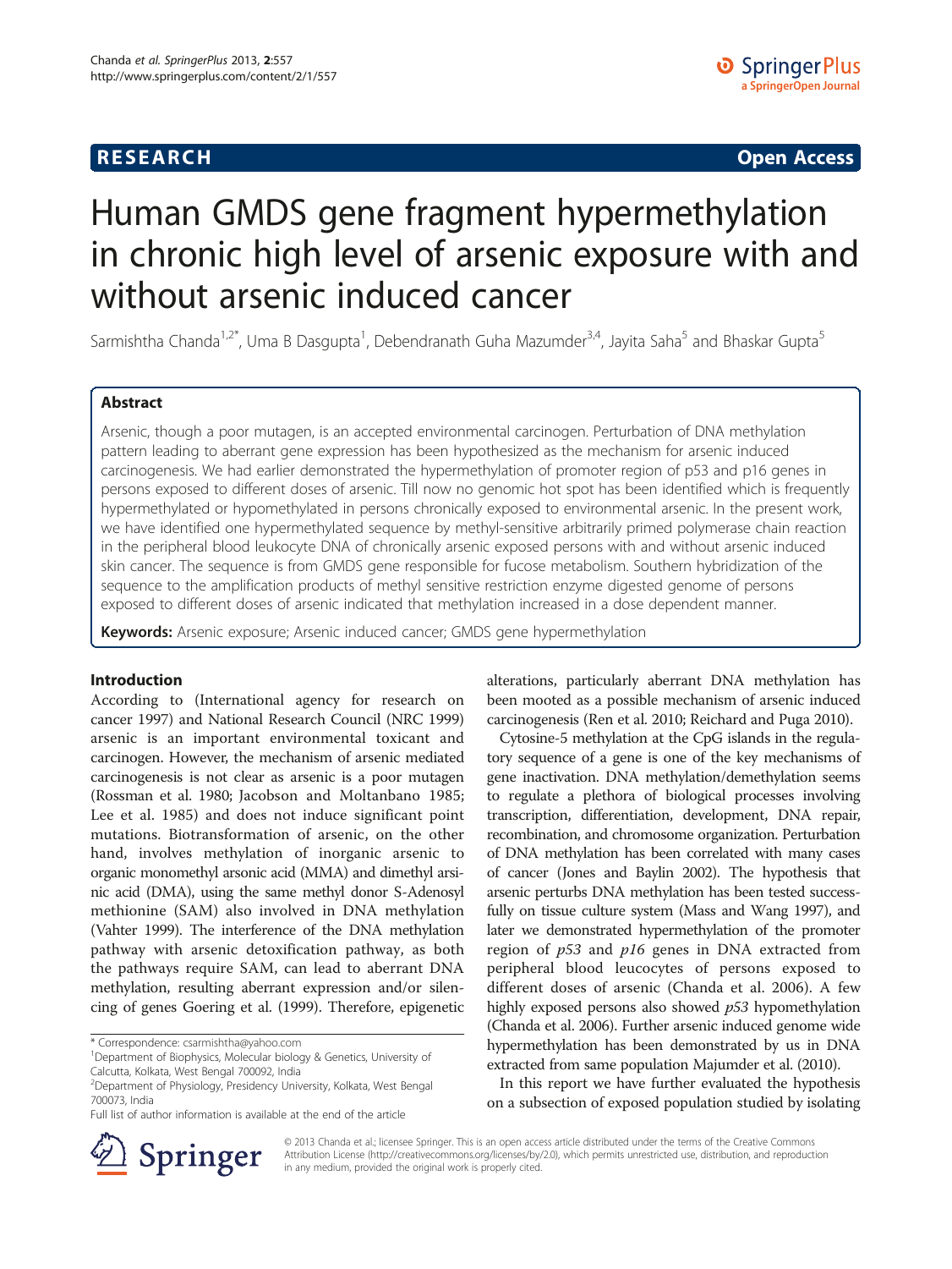RESEARCH Open Access

# Human GMDS gene fragment hypermethylation in chronic high level of arsenic exposure with and without arsenic induced cancer

Sarmishtha Chanda[1,2*], Uma B Dasgupta[1], Debendranath Guha Mazumder[3,4], Jayita Saha[5] and Bhaskar Gupta[5]

## Abstract

Arsenic, though a poor mutagen, is an accepted environmental carcinogen. Perturbation of DNA methylation pattern leading to aberrant gene expression has been hypothesized as the mechanism for arsenic induced carcinogenesis. We had earlier demonstrated the hypermethylation of promoter region of p53 and p16 genes in persons exposed to different doses of arsenic. Till now no genomic hot spot has been identified which is frequently hypermethylated or hypomethylated in persons chronically exposed to environmental arsenic. In the present work, we have identified one hypermethylated sequence by methyl-sensitive arbitrarily primed polymerase chain reaction in the peripheral blood leukocyte DNA of chronically arsenic exposed persons with and without arsenic induced skin cancer. The sequence is from GMDS gene responsible for fucose metabolism. Southern hybridization of the sequence to the amplification products of methyl sensitive restriction enzyme digested genome of persons exposed to different doses of arsenic indicated that methylation increased in a dose dependent manner.

**Keywords:** Arsenic exposure; Arsenic induced cancer; GMDS gene hypermethylation

## Introduction

According to (International agency for research on cancer 1997) and National Research Council (NRC 1999) arsenic is an important environmental toxicant and carcinogen. However, the mechanism of arsenic mediated carcinogenesis is not clear as arsenic is a poor mutagen (Rossman et al. 1980; Jacobson and Moltanbano 1985; Lee et al. 1985) and does not induce significant point mutations. Biotransformation of arsenic, on the other hand, involves methylation of inorganic arsenic to organic monomethyl arsonic acid (MMA) and dimethyl arsinic acid (DMA), using the same methyl donor S-Adenosyl methionine (SAM) also involved in DNA methylation (Vahter 1999). The interference of the DNA methylation pathway with arsenic detoxification pathway, as both the pathways require SAM, can lead to aberrant DNA methylation, resulting aberrant expression and/or silencing of genes Goering et al. (1999). Therefore, epigenetic alterations, particularly aberrant DNA methylation has been mooted as a possible mechanism of arsenic induced carcinogenesis (Ren et al. 2010; Reichard and Puga 2010).

Cytosine-5 methylation at the CpG islands in the regulatory sequence of a gene is one of the key mechanisms of gene inactivation. DNA methylation/demethylation seems to regulate a plethora of biological processes involving transcription, differentiation, development, DNA repair, recombination, and chromosome organization. Perturbation of DNA methylation has been correlated with many cases of cancer (Jones and Baylin 2002). The hypothesis that arsenic perturbs DNA methylation has been tested successfully on tissue culture system (Mass and Wang 1997), and later we demonstrated hypermethylation of the promoter region of *p53* and *p16* genes in DNA extracted from peripheral blood leucocytes of persons exposed to different doses of arsenic (Chanda et al. 2006). A few highly exposed persons also showed *p53* hypomethylation (Chanda et al. 2006). Further arsenic induced genome wide hypermethylation has been demonstrated by us in DNA extracted from same population Majumder et al. (2010).

In this report we have further evaluated the hypothesis on a subsection of exposed population studied by isolating

\* Correspondence: csarmishtha@yahoo.com
[1]Department of Biophysics, Molecular biology & Genetics, University of Calcutta, Kolkata, West Bengal 700092, India
[2]Department of Physiology, Presidency University, Kolkata, West Bengal 700073, India
Full list of author information is available at the end of the article

© 2013 Chanda et al.; licensee Springer. This is an open access article distributed under the terms of the Creative Commons Attribution License (http://creativecommons.org/licenses/by/2.0), which permits unrestricted use, distribution, and reproduction in any medium, provided the original work is properly cited.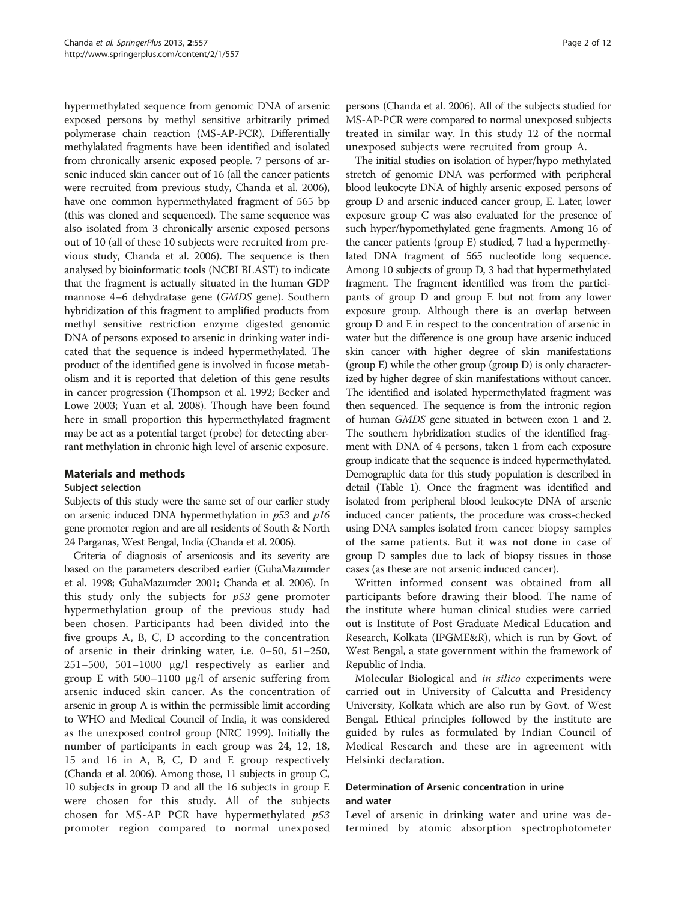hypermethylated sequence from genomic DNA of arsenic exposed persons by methyl sensitive arbitrarily primed polymerase chain reaction (MS-AP-PCR). Differentially methylalated fragments have been identified and isolated from chronically arsenic exposed people. 7 persons of arsenic induced skin cancer out of 16 (all the cancer patients were recruited from previous study, Chanda et al. 2006), have one common hypermethylated fragment of 565 bp (this was cloned and sequenced). The same sequence was also isolated from 3 chronically arsenic exposed persons out of 10 (all of these 10 subjects were recruited from previous study, Chanda et al. 2006). The sequence is then analysed by bioinformatic tools (NCBI BLAST) to indicate that the fragment is actually situated in the human GDP mannose 4–6 dehydratase gene (*GMDS* gene). Southern hybridization of this fragment to amplified products from methyl sensitive restriction enzyme digested genomic DNA of persons exposed to arsenic in drinking water indicated that the sequence is indeed hypermethylated. The product of the identified gene is involved in fucose metabolism and it is reported that deletion of this gene results in cancer progression (Thompson et al. 1992; Becker and Lowe 2003; Yuan et al. 2008). Though have been found here in small proportion this hypermethylated fragment may be act as a potential target (probe) for detecting aberrant methylation in chronic high level of arsenic exposure.

## Materials and methods

### Subject selection

Subjects of this study were the same set of our earlier study on arsenic induced DNA hypermethylation in *p53* and *p16* gene promoter region and are all residents of South & North 24 Parganas, West Bengal, India (Chanda et al. 2006).

Criteria of diagnosis of arsenicosis and its severity are based on the parameters described earlier (GuhaMazumder et al. 1998; GuhaMazumder 2001; Chanda et al. 2006). In this study only the subjects for *p53* gene promoter hypermethylation group of the previous study had been chosen. Participants had been divided into the five groups A, B, C, D according to the concentration of arsenic in their drinking water, i.e. 0–50, 51–250, 251–500, 501–1000 μg/l respectively as earlier and group E with 500–1100 μg/l of arsenic suffering from arsenic induced skin cancer. As the concentration of arsenic in group A is within the permissible limit according to WHO and Medical Council of India, it was considered as the unexposed control group (NRC 1999). Initially the number of participants in each group was 24, 12, 18, 15 and 16 in A, B, C, D and E group respectively (Chanda et al. 2006). Among those, 11 subjects in group C, 10 subjects in group D and all the 16 subjects in group E were chosen for this study. All of the subjects chosen for MS-AP PCR have hypermethylated *p53* promoter region compared to normal unexposed persons (Chanda et al. 2006). All of the subjects studied for MS-AP-PCR were compared to normal unexposed subjects treated in similar way. In this study 12 of the normal unexposed subjects were recruited from group A.

The initial studies on isolation of hyper/hypo methylated stretch of genomic DNA was performed with peripheral blood leukocyte DNA of highly arsenic exposed persons of group D and arsenic induced cancer group, E. Later, lower exposure group C was also evaluated for the presence of such hyper/hypomethylated gene fragments. Among 16 of the cancer patients (group E) studied, 7 had a hypermethylated DNA fragment of 565 nucleotide long sequence. Among 10 subjects of group D, 3 had that hypermethylated fragment. The fragment identified was from the participants of group D and group E but not from any lower exposure group. Although there is an overlap between group D and E in respect to the concentration of arsenic in water but the difference is one group have arsenic induced skin cancer with higher degree of skin manifestations (group E) while the other group (group D) is only characterized by higher degree of skin manifestations without cancer. The identified and isolated hypermethylated fragment was then sequenced. The sequence is from the intronic region of human *GMDS* gene situated in between exon 1 and 2. The southern hybridization studies of the identified fragment with DNA of 4 persons, taken 1 from each exposure group indicate that the sequence is indeed hypermethylated. Demographic data for this study population is described in detail (Table 1). Once the fragment was identified and isolated from peripheral blood leukocyte DNA of arsenic induced cancer patients, the procedure was cross-checked using DNA samples isolated from cancer biopsy samples of the same patients. But it was not done in case of group D samples due to lack of biopsy tissues in those cases (as these are not arsenic induced cancer).

Written informed consent was obtained from all participants before drawing their blood. The name of the institute where human clinical studies were carried out is Institute of Post Graduate Medical Education and Research, Kolkata (IPGME&R), which is run by Govt. of West Bengal, a state government within the framework of Republic of India.

Molecular Biological and *in silico* experiments were carried out in University of Calcutta and Presidency University, Kolkata which are also run by Govt. of West Bengal. Ethical principles followed by the institute are guided by rules as formulated by Indian Council of Medical Research and these are in agreement with Helsinki declaration.

### Determination of Arsenic concentration in urine and water

Level of arsenic in drinking water and urine was determined by atomic absorption spectrophotometer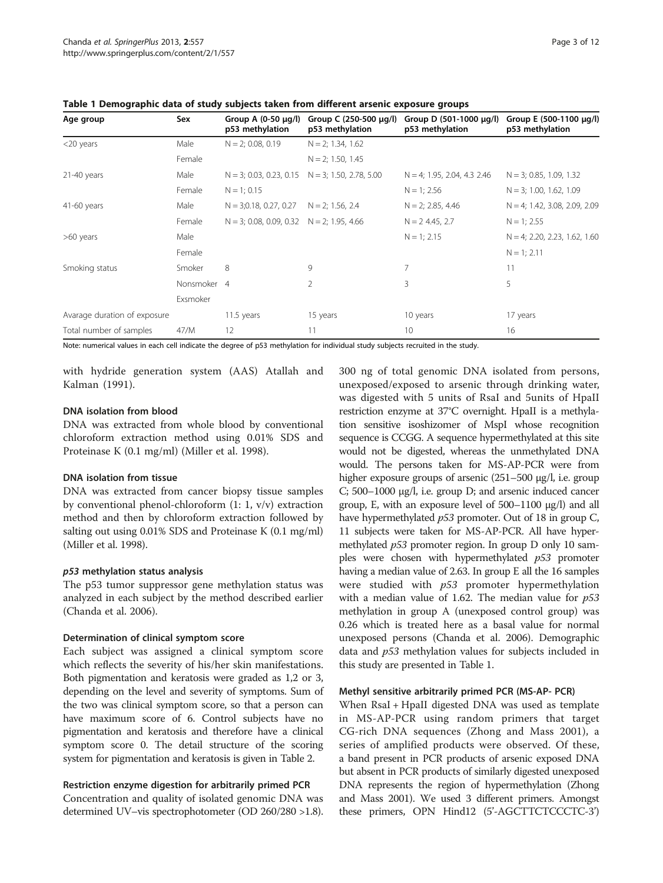**Table 1 Demographic data of study subjects taken from different arsenic exposure groups**

| Age group | Sex | Group A (0-50 μg/l) p53 methylation | Group C (250-500 μg/l) p53 methylation | Group D (501-1000 μg/l) p53 methylation | Group E (500-1100 μg/l) p53 methylation |
|---|---|---|---|---|---|
| <20 years | Male | N = 2; 0.08, 0.19 | N = 2; 1.34, 1.62 | | |
| | Female | | N = 2; 1.50, 1.45 | | |
| 21-40 years | Male | N = 3; 0.03, 0.23, 0.15 | N = 3; 1.50, 2.78, 5.00 | N = 4; 1.95, 2.04, 4.3 2.46 | N = 3; 0.85, 1.09, 1.32 |
| | Female | N = 1; 0.15 | | N = 1; 2.56 | N = 3; 1.00, 1.62, 1.09 |
| 41-60 years | Male | N = 3;0.18, 0.27, 0.27 | N = 2; 1.56, 2.4 | N = 2; 2.85, 4.46 | N = 4; 1.42, 3.08, 2.09, 2.09 |
| | Female | N = 3; 0.08, 0.09, 0.32 | N = 2; 1.95, 4.66 | N = 2 4.45, 2.7 | N = 1; 2.55 |
| >60 years | Male | | | N = 1; 2.15 | N = 4; 2.20, 2.23, 1.62, 1.60 |
| | Female | | | | N = 1; 2.11 |
| Smoking status | Smoker | 8 | 9 | 7 | 11 |
| | Nonsmoker | 4 | 2 | 3 | 5 |
| | Exsmoker | | | | |
| Avarage duration of exposure | | 11.5 years | 15 years | 10 years | 17 years |
| Total number of samples | 47/M | 12 | 11 | 10 | 16 |

Note: numerical values in each cell indicate the degree of p53 methylation for individual study subjects recruited in the study.

with hydride generation system (AAS) Atallah and Kalman (1991).

### DNA isolation from blood

DNA was extracted from whole blood by conventional chloroform extraction method using 0.01% SDS and Proteinase K (0.1 mg/ml) (Miller et al. 1998).

### DNA isolation from tissue

DNA was extracted from cancer biopsy tissue samples by conventional phenol-chloroform (1: 1, v/v) extraction method and then by chloroform extraction followed by salting out using 0.01% SDS and Proteinase K (0.1 mg/ml) (Miller et al. 1998).

### *p53* methylation status analysis

The p53 tumor suppressor gene methylation status was analyzed in each subject by the method described earlier (Chanda et al. 2006).

### Determination of clinical symptom score

Each subject was assigned a clinical symptom score which reflects the severity of his/her skin manifestations. Both pigmentation and keratosis were graded as 1,2 or 3, depending on the level and severity of symptoms. Sum of the two was clinical symptom score, so that a person can have maximum score of 6. Control subjects have no pigmentation and keratosis and therefore have a clinical symptom score 0. The detail structure of the scoring system for pigmentation and keratosis is given in Table 2.

### Restriction enzyme digestion for arbitrarily primed PCR

Concentration and quality of isolated genomic DNA was determined UV–vis spectrophotometer (OD 260/280 >1.8). 300 ng of total genomic DNA isolated from persons, unexposed/exposed to arsenic through drinking water, was digested with 5 units of RsaI and 5units of HpaII restriction enzyme at 37°C overnight. HpaII is a methylation sensitive isoshizomer of MspI whose recognition sequence is CCGG. A sequence hypermethylated at this site would not be digested, whereas the unmethylated DNA would. The persons taken for MS-AP-PCR were from higher exposure groups of arsenic (251–500 μg/l, i.e. group C; 500–1000 μg/l, i.e. group D; and arsenic induced cancer group, E, with an exposure level of 500–1100 μg/l) and all have hypermethylated *p53* promoter. Out of 18 in group C, 11 subjects were taken for MS-AP-PCR. All have hypermethylated *p53* promoter region. In group D only 10 samples were chosen with hypermethylated *p53* promoter having a median value of 2.63. In group E all the 16 samples were studied with *p53* promoter hypermethylation with a median value of 1.62. The median value for *p53* methylation in group A (unexposed control group) was 0.26 which is treated here as a basal value for normal unexposed persons (Chanda et al. 2006). Demographic data and *p53* methylation values for subjects included in this study are presented in Table 1.

### Methyl sensitive arbitrarily primed PCR (MS-AP- PCR)

When RsaI + HpaII digested DNA was used as template in MS-AP-PCR using random primers that target CG-rich DNA sequences (Zhong and Mass 2001), a series of amplified products were observed. Of these, a band present in PCR products of arsenic exposed DNA but absent in PCR products of similarly digested unexposed DNA represents the region of hypermethylation (Zhong and Mass 2001). We used 3 different primers. Amongst these primers, OPN Hind12 (5'-AGCTTCTCCCTC-3')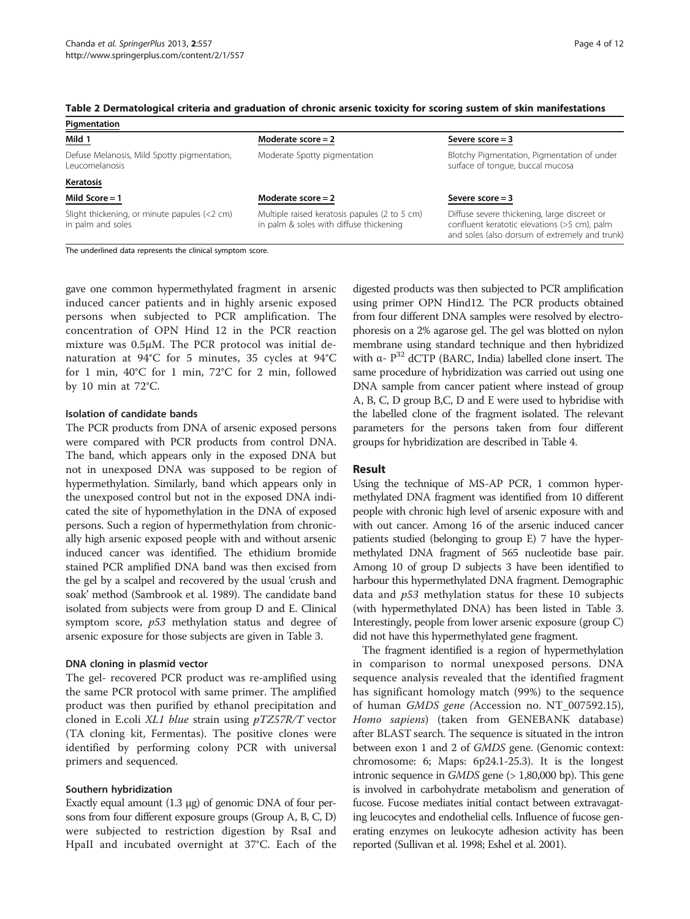**Table 2 Dermatological criteria and graduation of chronic arsenic toxicity for scoring sustem of skin manifestations**

| Pigmentation | | |
|---|---|---|
| Mild 1 | Moderate score = 2 | Severe score = 3 |
| Defuse Melanosis, Mild Spotty pigmentation, Leucomelanosis | Moderate Spotty pigmentation | Blotchy Pigmentation, Pigmentation of under surface of tongue, buccal mucosa |
| **Keratosis** | | |
| Mild Score = 1 | Moderate score = 2 | Severe score = 3 |
| Slight thickening, or minute papules (<2 cm) in palm and soles | Multiple raised keratosis papules (2 to 5 cm) in palm & soles with diffuse thickening | Diffuse severe thickening, large discreet or confluent keratotic elevations (>5 cm), palm and soles (also dorsum of extremely and trunk) |

The underlined data represents the clinical symptom score.

gave one common hypermethylated fragment in arsenic induced cancer patients and in highly arsenic exposed persons when subjected to PCR amplification. The concentration of OPN Hind 12 in the PCR reaction mixture was 0.5μM. The PCR protocol was initial denaturation at 94°C for 5 minutes, 35 cycles at 94°C for 1 min, 40°C for 1 min, 72°C for 2 min, followed by 10 min at 72°C.

### Isolation of candidate bands

The PCR products from DNA of arsenic exposed persons were compared with PCR products from control DNA. The band, which appears only in the exposed DNA but not in unexposed DNA was supposed to be region of hypermethylation. Similarly, band which appears only in the unexposed control but not in the exposed DNA indicated the site of hypomethylation in the DNA of exposed persons. Such a region of hypermethylation from chronically high arsenic exposed people with and without arsenic induced cancer was identified. The ethidium bromide stained PCR amplified DNA band was then excised from the gel by a scalpel and recovered by the usual 'crush and soak' method (Sambrook et al. 1989). The candidate band isolated from subjects were from group D and E. Clinical symptom score, *p53* methylation status and degree of arsenic exposure for those subjects are given in Table 3.

### DNA cloning in plasmid vector

The gel- recovered PCR product was re-amplified using the same PCR protocol with same primer. The amplified product was then purified by ethanol precipitation and cloned in E.coli *XL1 blue* strain using *pTZ57R/T* vector (TA cloning kit, Fermentas). The positive clones were identified by performing colony PCR with universal primers and sequenced.

### Southern hybridization

Exactly equal amount (1.3 μg) of genomic DNA of four persons from four different exposure groups (Group A, B, C, D) were subjected to restriction digestion by RsaI and HpaII and incubated overnight at 37°C. Each of the digested products was then subjected to PCR amplification using primer OPN Hind12. The PCR products obtained from four different DNA samples were resolved by electrophoresis on a 2% agarose gel. The gel was blotted on nylon membrane using standard technique and then hybridized with α- $P^{32}$ dCTP (BARC, India) labelled clone insert. The same procedure of hybridization was carried out using one DNA sample from cancer patient where instead of group A, B, C, D group B,C, D and E were used to hybridise with the labelled clone of the fragment isolated. The relevant parameters for the persons taken from four different groups for hybridization are described in Table 4.

## Result

Using the technique of MS-AP PCR, 1 common hypermethylated DNA fragment was identified from 10 different people with chronic high level of arsenic exposure with and with out cancer. Among 16 of the arsenic induced cancer patients studied (belonging to group E) 7 have the hypermethylated DNA fragment of 565 nucleotide base pair. Among 10 of group D subjects 3 have been identified to harbour this hypermethylated DNA fragment. Demographic data and *p53* methylation status for these 10 subjects (with hypermethylated DNA) has been listed in Table 3. Interestingly, people from lower arsenic exposure (group C) did not have this hypermethylated gene fragment.

The fragment identified is a region of hypermethylation in comparison to normal unexposed persons. DNA sequence analysis revealed that the identified fragment has significant homology match (99%) to the sequence of human *GMDS gene (*Accession no. NT_007592.15), *Homo sapiens*) (taken from GENEBANK database) after BLAST search. The sequence is situated in the intron between exon 1 and 2 of *GMDS* gene. (Genomic context: chromosome: 6; Maps: 6p24.1-25.3). It is the longest intronic sequence in *GMDS* gene (> 1,80,000 bp). This gene is involved in carbohydrate metabolism and generation of fucose. Fucose mediates initial contact between extravagating leucocytes and endothelial cells. Influence of fucose generating enzymes on leukocyte adhesion activity has been reported (Sullivan et al. 1998; Eshel et al. 2001).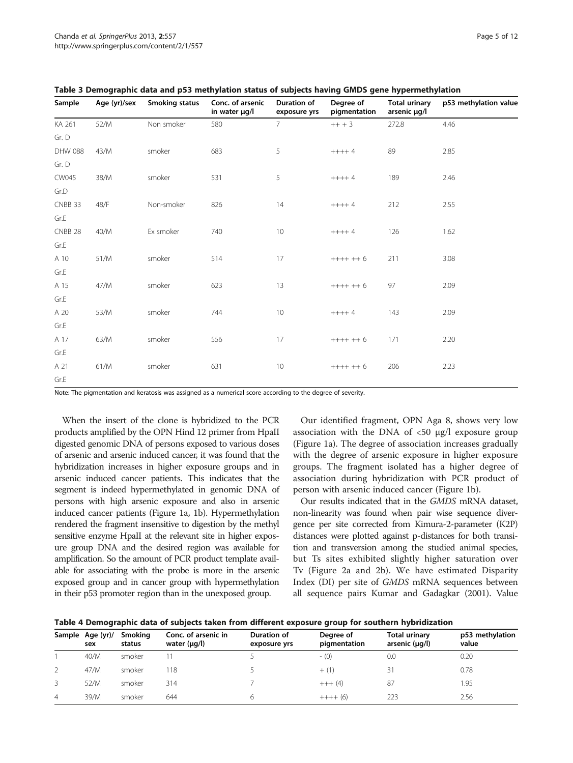**Table 3 Demographic data and p53 methylation status of subjects having GMDS gene hypermethylation**

| Sample | Age (yr)/sex | Smoking status | Conc. of arsenic in water μg/l | Duration of exposure yrs | Degree of pigmentation | Total urinary arsenic μg/l | p53 methylation value |
|---|---|---|---|---|---|---|---|
| KA 261 Gr. D | 52/M | Non smoker | 580 | 7 | ++ + 3 | 272.8 | 4.46 |
| DHW 088 Gr. D | 43/M | smoker | 683 | 5 | ++++ 4 | 89 | 2.85 |
| CW045 Gr.D | 38/M | smoker | 531 | 5 | ++++ 4 | 189 | 2.46 |
| CNBB 33 Gr.E | 48/F | Non-smoker | 826 | 14 | ++++ 4 | 212 | 2.55 |
| CNBB 28 Gr.E | 40/M | Ex smoker | 740 | 10 | ++++ 4 | 126 | 1.62 |
| A 10 Gr.E | 51/M | smoker | 514 | 17 | ++++ ++ 6 | 211 | 3.08 |
| A 15 Gr.E | 47/M | smoker | 623 | 13 | ++++ ++ 6 | 97 | 2.09 |
| A 20 Gr.E | 53/M | smoker | 744 | 10 | ++++ 4 | 143 | 2.09 |
| A 17 Gr.E | 63/M | smoker | 556 | 17 | ++++ ++ 6 | 171 | 2.20 |
| A 21 Gr.E | 61/M | smoker | 631 | 10 | ++++ ++ 6 | 206 | 2.23 |

Note: The pigmentation and keratosis was assigned as a numerical score according to the degree of severity.

When the insert of the clone is hybridized to the PCR products amplified by the OPN Hind 12 primer from HpaII digested genomic DNA of persons exposed to various doses of arsenic and arsenic induced cancer, it was found that the hybridization increases in higher exposure groups and in arsenic induced cancer patients. This indicates that the segment is indeed hypermethylated in genomic DNA of persons with high arsenic exposure and also in arsenic induced cancer patients (Figure 1a, 1b). Hypermethylation rendered the fragment insensitive to digestion by the methyl sensitive enzyme HpaII at the relevant site in higher exposure group DNA and the desired region was available for amplification. So the amount of PCR product template available for associating with the probe is more in the arsenic exposed group and in cancer group with hypermethylation in their p53 promoter region than in the unexposed group.

Our identified fragment, OPN Aga 8, shows very low association with the DNA of <50 μg/l exposure group (Figure 1a). The degree of association increases gradually with the degree of arsenic exposure in higher exposure groups. The fragment isolated has a higher degree of association during hybridization with PCR product of person with arsenic induced cancer (Figure 1b).

Our results indicated that in the *GMDS* mRNA dataset, non-linearity was found when pair wise sequence divergence per site corrected from Kimura-2-parameter (K2P) distances were plotted against p-distances for both transition and transversion among the studied animal species, but Ts sites exhibited slightly higher saturation over Tv (Figure 2a and 2b). We have estimated Disparity Index (DI) per site of *GMDS* mRNA sequences between all sequence pairs Kumar and Gadagkar (2001). Value

**Table 4 Demographic data of subjects taken from different exposure group for southern hybridization**

| Sample | Age (yr)/ sex | Smoking status | Conc. of arsenic in water (μg/l) | Duration of exposure yrs | Degree of pigmentation | Total urinary arsenic (μg/l) | p53 methylation value |
|---|---|---|---|---|---|---|---|
| 1 | 40/M | smoker | 11 | 5 | - (0) | 0.0 | 0.20 |
| 2 | 47/M | smoker | 118 | 5 | + (1) | 31 | 0.78 |
| 3 | 52/M | smoker | 314 | 7 | +++ (4) | 87 | 1.95 |
| 4 | 39/M | smoker | 644 | 6 | ++++ (6) | 223 | 2.56 |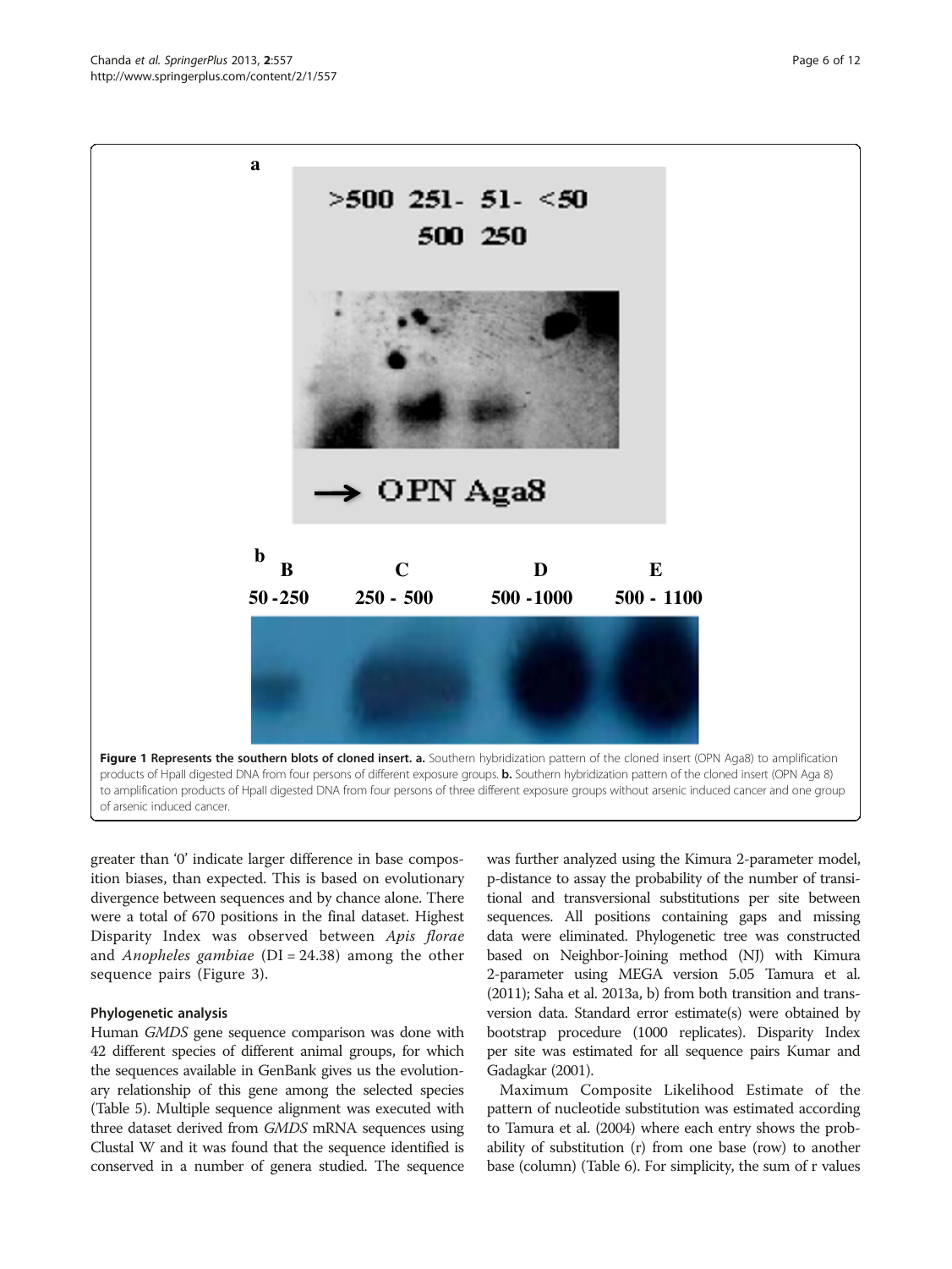Figure 1 Represents the southern blots of cloned insert. a. Southern hybridization pattern of the cloned insert (OPN Aga8) to amplification products of HpaII digested DNA from four persons of different exposure groups. b. Southern hybridization pattern of the cloned insert (OPN Aga 8) to amplification products of HpaII digested DNA from four persons of three different exposure groups without arsenic induced cancer and one group of arsenic induced cancer.

greater than '0' indicate larger difference in base composition biases, than expected. This is based on evolutionary divergence between sequences and by chance alone. There were a total of 670 positions in the final dataset. Highest Disparity Index was observed between *Apis florae* and *Anopheles gambiae* (DI = 24.38) among the other sequence pairs (Figure 3).

## Phylogenetic analysis

Human *GMDS* gene sequence comparison was done with 42 different species of different animal groups, for which the sequences available in GenBank gives us the evolutionary relationship of this gene among the selected species (Table 5). Multiple sequence alignment was executed with three dataset derived from *GMDS* mRNA sequences using Clustal W and it was found that the sequence identified is conserved in a number of genera studied. The sequence was further analyzed using the Kimura 2-parameter model, p-distance to assay the probability of the number of transitional and transversional substitutions per site between sequences. All positions containing gaps and missing data were eliminated. Phylogenetic tree was constructed based on Neighbor-Joining method (NJ) with Kimura 2-parameter using MEGA version 5.05 Tamura et al. (2011); Saha et al. 2013a, b) from both transition and transversion data. Standard error estimate(s) were obtained by bootstrap procedure (1000 replicates). Disparity Index per site was estimated for all sequence pairs Kumar and Gadagkar (2001).

Maximum Composite Likelihood Estimate of the pattern of nucleotide substitution was estimated according to Tamura et al. (2004) where each entry shows the probability of substitution (r) from one base (row) to another base (column) (Table 6). For simplicity, the sum of r values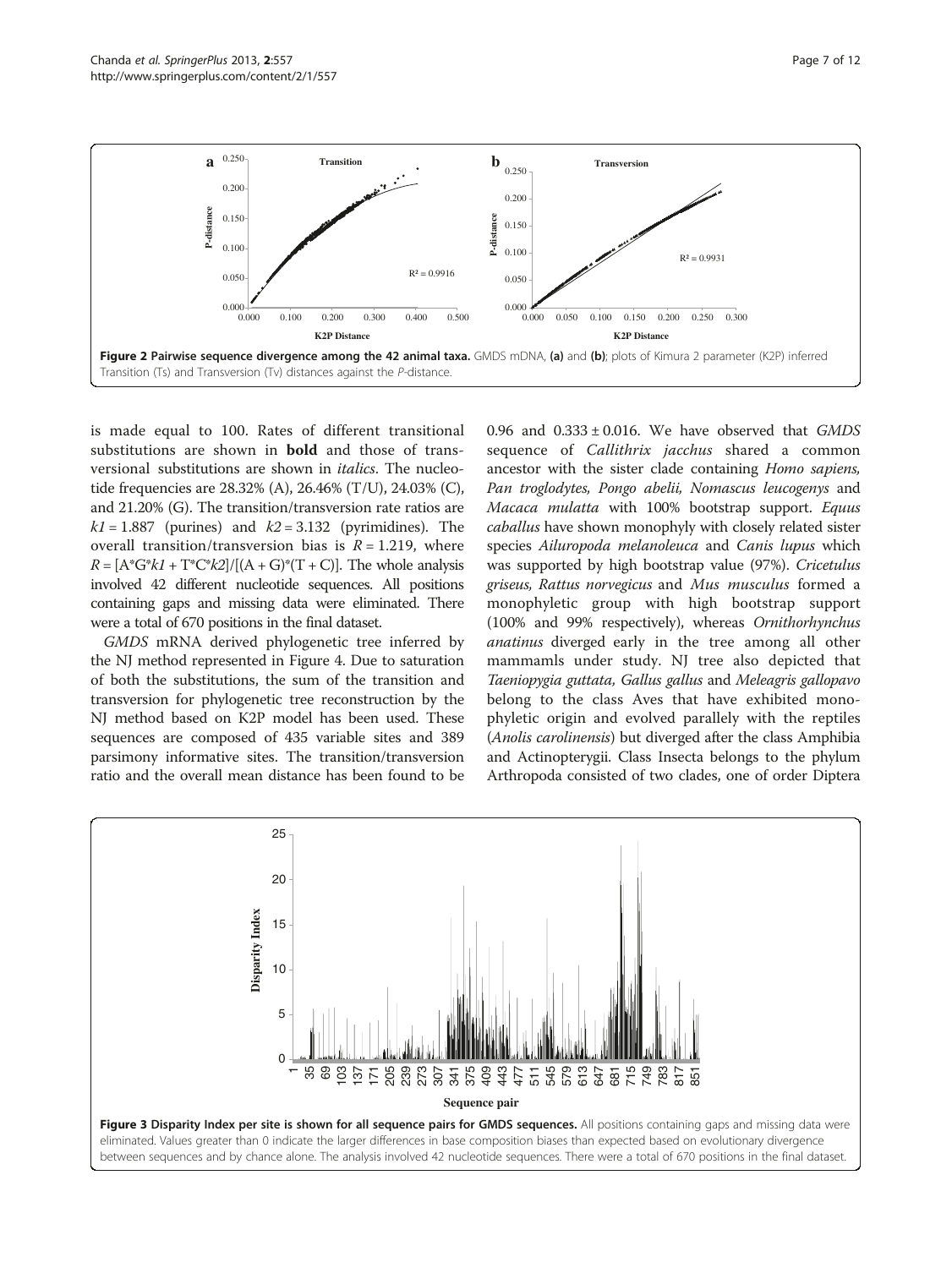**Figure 2 Pairwise sequence divergence among the 42 animal taxa.** GMDS mDNA, **(a)** and **(b)**; plots of Kimura 2 parameter (K2P) inferred Transition (Ts) and Transversion (Tv) distances against the *P*-distance.

is made equal to 100. Rates of different transitional substitutions are shown in **bold** and those of transversional substitutions are shown in *italics*. The nucleotide frequencies are 28.32% (A), 26.46% (T/U), 24.03% (C), and 21.20% (G). The transition/transversion rate ratios are $k1 = 1.887$ (purines) and $k2 = 3.132$ (pyrimidines). The overall transition/transversion bias is $R = 1.219$, where $R = [A^*G^*k1 + T^*C^*k2]/[(A + G)^*(T + C)]$. The whole analysis involved 42 different nucleotide sequences. All positions containing gaps and missing data were eliminated. There were a total of 670 positions in the final dataset.

*GMDS* mRNA derived phylogenetic tree inferred by the NJ method represented in Figure 4. Due to saturation of both the substitutions, the sum of the transition and transversion for phylogenetic tree reconstruction by the NJ method based on K2P model has been used. These sequences are composed of 435 variable sites and 389 parsimony informative sites. The transition/transversion ratio and the overall mean distance has been found to be 0.96 and $0.333 \pm 0.016$. We have observed that *GMDS* sequence of *Callithrix jacchus* shared a common ancestor with the sister clade containing *Homo sapiens, Pan troglodytes, Pongo abelii, Nomascus leucogenys* and *Macaca mulatta* with 100% bootstrap support. *Equus caballus* have shown monophyly with closely related sister species *Ailuropoda melanoleuca* and *Canis lupus* which was supported by high bootstrap value (97%). *Cricetulus griseus, Rattus norvegicus* and *Mus musculus* formed a monophyletic group with high bootstrap support (100% and 99% respectively), whereas *Ornithorhynchus anatinus* diverged early in the tree among all other mammamls under study. NJ tree also depicted that *Taeniopygia guttata, Gallus gallus* and *Meleagris gallopavo* belong to the class Aves that have exhibited monophyletic origin and evolved parallelly with the reptiles (*Anolis carolinensis*) but diverged after the class Amphibia and Actinopterygii. Class Insecta belongs to the phylum Arthropoda consisted of two clades, one of order Diptera

**Figure 3 Disparity Index per site is shown for all sequence pairs for GMDS sequences.** All positions containing gaps and missing data were eliminated. Values greater than 0 indicate the larger differences in base composition biases than expected based on evolutionary divergence between sequences and by chance alone. The analysis involved 42 nucleotide sequences. There were a total of 670 positions in the final dataset.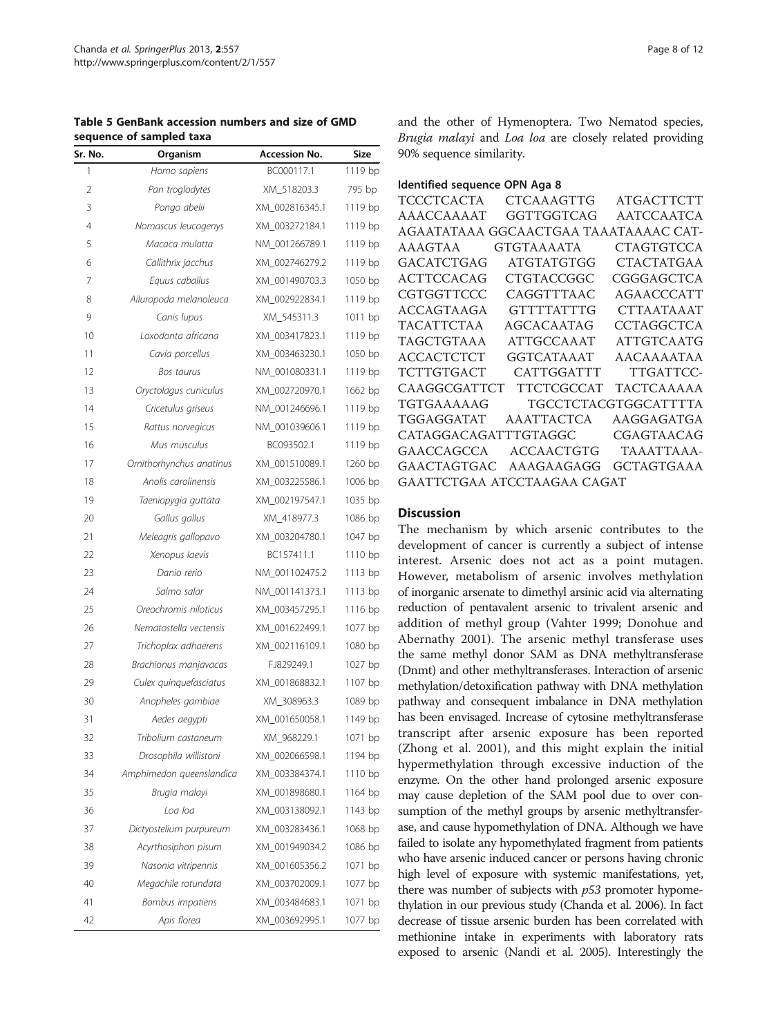**Table 5 GenBank accession numbers and size of GMD sequence of sampled taxa**

| Sr. No. | Organism | Accession No. | Size |
|---|---|---|---|
| 1 | *Homo sapiens* | BC000117.1 | 1119 bp |
| 2 | *Pan troglodytes* | XM_518203.3 | 795 bp |
| 3 | *Pongo abelii* | XM_002816345.1 | 1119 bp |
| 4 | *Nomascus leucogenys* | XM_003272184.1 | 1119 bp |
| 5 | *Macaca mulatta* | NM_001266789.1 | 1119 bp |
| 6 | *Callithrix jacchus* | XM_002746279.2 | 1119 bp |
| 7 | *Equus caballus* | XM_001490703.3 | 1050 bp |
| 8 | *Ailuropoda melanoleuca* | XM_002922834.1 | 1119 bp |
| 9 | *Canis lupus* | XM_545311.3 | 1011 bp |
| 10 | *Loxodonta africana* | XM_003417823.1 | 1119 bp |
| 11 | *Cavia porcellus* | XM_003463230.1 | 1050 bp |
| 12 | *Bos taurus* | NM_001080331.1 | 1119 bp |
| 13 | *Oryctolagus cuniculus* | XM_002720970.1 | 1662 bp |
| 14 | *Cricetulus griseus* | NM_001246696.1 | 1119 bp |
| 15 | *Rattus norvegicus* | NM_001039606.1 | 1119 bp |
| 16 | *Mus musculus* | BC093502.1 | 1119 bp |
| 17 | *Ornithorhynchus anatinus* | XM_001510089.1 | 1260 bp |
| 18 | *Anolis carolinensis* | XM_003225586.1 | 1006 bp |
| 19 | *Taeniopygia guttata* | XM_002197547.1 | 1035 bp |
| 20 | *Gallus gallus* | XM_418977.3 | 1086 bp |
| 21 | *Meleagris gallopavo* | XM_003204780.1 | 1047 bp |
| 22 | *Xenopus laevis* | BC157411.1 | 1110 bp |
| 23 | *Danio rerio* | NM_001102475.2 | 1113 bp |
| 24 | *Salmo salar* | NM_001141373.1 | 1113 bp |
| 25 | *Oreochromis niloticus* | XM_003457295.1 | 1116 bp |
| 26 | *Nematostella vectensis* | XM_001622499.1 | 1077 bp |
| 27 | *Trichoplax adhaerens* | XM_002116109.1 | 1080 bp |
| 28 | *Brachionus manjavacas* | FJ829249.1 | 1027 bp |
| 29 | *Culex quinquefasciatus* | XM_001868832.1 | 1107 bp |
| 30 | *Anopheles gambiae* | XM_308963.3 | 1089 bp |
| 31 | *Aedes aegypti* | XM_001650058.1 | 1149 bp |
| 32 | *Tribolium castaneum* | XM_968229.1 | 1071 bp |
| 33 | *Drosophila willistoni* | XM_002066598.1 | 1194 bp |
| 34 | *Amphimedon queenslandica* | XM_003384374.1 | 1110 bp |
| 35 | *Brugia malayi* | XM_001898680.1 | 1164 bp |
| 36 | *Loa loa* | XM_003138092.1 | 1143 bp |
| 37 | *Dictyostelium purpureum* | XM_003283436.1 | 1068 bp |
| 38 | *Acyrthosiphon pisum* | XM_001949034.2 | 1086 bp |
| 39 | *Nasonia vitripennis* | XM_001605356.2 | 1071 bp |
| 40 | *Megachile rotundata* | XM_003702009.1 | 1077 bp |
| 41 | *Bombus impatiens* | XM_003484683.1 | 1071 bp |
| 42 | *Apis florea* | XM_003692995.1 | 1077 bp |

and the other of Hymenoptera. Two Nematod species, *Brugia malayi* and *Loa loa* are closely related providing 90% sequence similarity.

#### Identified sequence OPN Aga 8

TCCCTCACTA CTCAAAGTTG ATGACTTCTT AAACCAAAAT GGTTGGTCAG AATCCAATCA AGAATATAAA GGCAACTGAA TAATAAAAC CAT-AAAGTAA GTGTAAAATA CTAGTGTCCA GACATCTGAG ATGTATGTGG CTACTATGAA ACTTCCACAG CTGTACCGGC CGGGAGCTCA CGTGGTTCCC CAGGTTTAAC AGAACCCATT ACCAGTAAGA GTTTTATTTG CTTAATAAAT TACATTCTAA AGCACAATAG CCTAGGCTCA TAGCTGTAAA ATTGCCAAAT ATTGTCAATG ACCACTCTCT GGTCATAAAT AACAAAATAA TCTTGTGACT CATTGGATTT TTGATTCC-CAAGGCGATTCT TTCTCGCCAT TACTCAAAAA TGTGAAAAAG TGCCTCTACGTGGCATTTTA TGGAGGATAT AAATTACTCA AAGGAGATGA CATAGGACAGATTTGTAGGC CGAGTAACAG GAACCAGCCA ACCAACTGTG TAAATTAAA-GAACTAGTGAC AAAGAAGAGG GCTAGTGAAA GAATTCTGAA ATCCTAAGAA CAGAT

## Discussion

The mechanism by which arsenic contributes to the development of cancer is currently a subject of intense interest. Arsenic does not act as a point mutagen. However, metabolism of arsenic involves methylation of inorganic arsenate to dimethyl arsinic acid via alternating reduction of pentavalent arsenic to trivalent arsenic and addition of methyl group (Vahter 1999; Donohue and Abernathy 2001). The arsenic methyl transferase uses the same methyl donor SAM as DNA methyltransferase (Dnmt) and other methyltransferases. Interaction of arsenic methylation/detoxification pathway with DNA methylation pathway and consequent imbalance in DNA methylation has been envisaged. Increase of cytosine methyltransferase transcript after arsenic exposure has been reported (Zhong et al. 2001), and this might explain the initial hypermethylation through excessive induction of the enzyme. On the other hand prolonged arsenic exposure may cause depletion of the SAM pool due to over consumption of the methyl groups by arsenic methyltransferase, and cause hypomethylation of DNA. Although we have failed to isolate any hypomethylated fragment from patients who have arsenic induced cancer or persons having chronic high level of exposure with systemic manifestations, yet, there was number of subjects with *p53* promoter hypomethylation in our previous study (Chanda et al. 2006). In fact decrease of tissue arsenic burden has been correlated with methionine intake in experiments with laboratory rats exposed to arsenic (Nandi et al. 2005). Interestingly the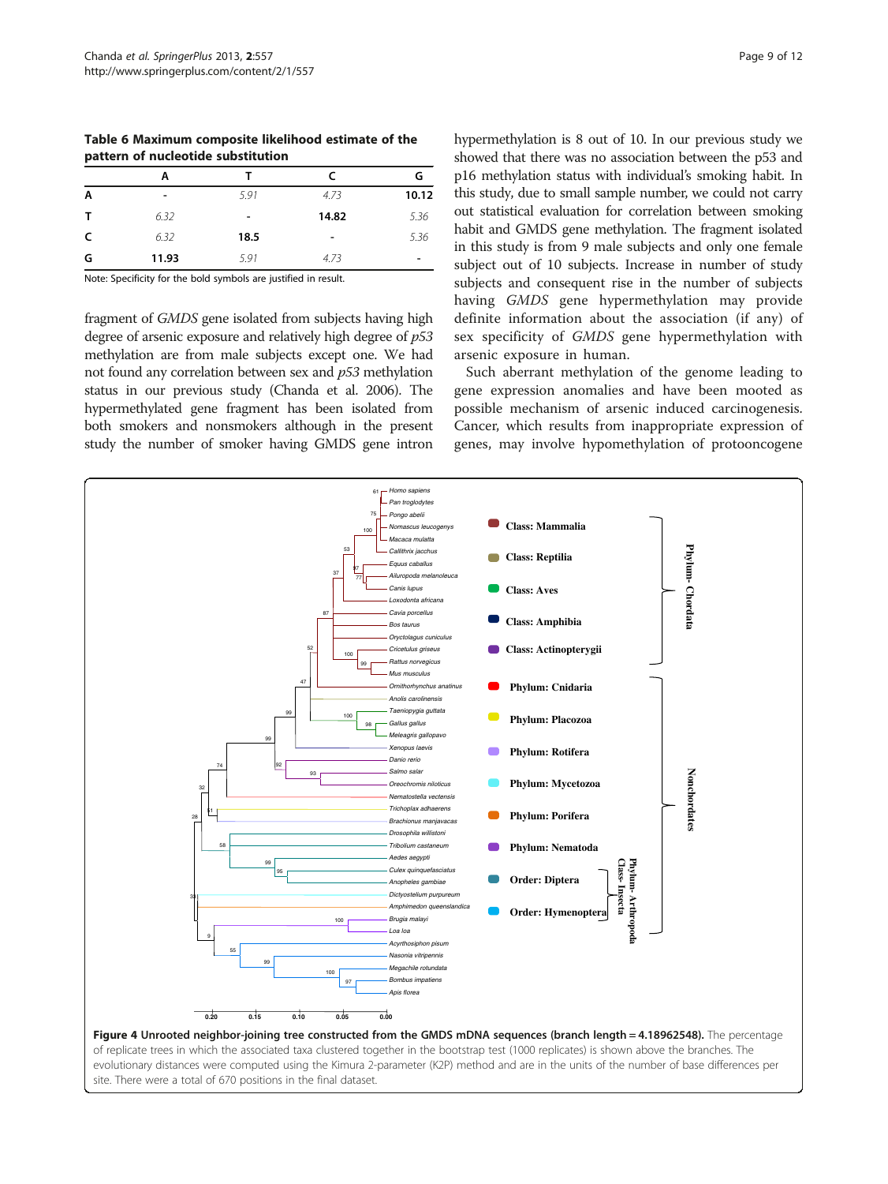**Table 6 Maximum composite likelihood estimate of the pattern of nucleotide substitution**

| | A | T | C | G |
|---|---|---|---|---|
| **A** | - | 5.91 | 4.73 | **10.12** |
| **T** | 6.32 | - | **14.82** | 5.36 |
| **C** | 6.32 | **18.5** | - | 5.36 |
| **G** | **11.93** | 5.91 | 4.73 | - |

Note: Specificity for the bold symbols are justified in result.

fragment of *GMDS* gene isolated from subjects having high degree of arsenic exposure and relatively high degree of *p53* methylation are from male subjects except one. We had not found any correlation between sex and *p53* methylation status in our previous study (Chanda et al. 2006). The hypermethylated gene fragment has been isolated from both smokers and nonsmokers although in the present study the number of smoker having GMDS gene intron hypermethylation is 8 out of 10. In our previous study we showed that there was no association between the p53 and p16 methylation status with individual's smoking habit. In this study, due to small sample number, we could not carry out statistical evaluation for correlation between smoking habit and GMDS gene methylation. The fragment isolated in this study is from 9 male subjects and only one female subject out of 10 subjects. Increase in number of study subjects and consequent rise in the number of subjects having *GMDS* gene hypermethylation may provide definite information about the association (if any) of sex specificity of *GMDS* gene hypermethylation with arsenic exposure in human.

Such aberrant methylation of the genome leading to gene expression anomalies and have been mooted as possible mechanism of arsenic induced carcinogenesis. Cancer, which results from inappropriate expression of genes, may involve hypomethylation of protooncogene

**Figure 4 Unrooted neighbor-joining tree constructed from the GMDS mDNA sequences (branch length = 4.18962548).** The percentage of replicate trees in which the associated taxa clustered together in the bootstrap test (1000 replicates) is shown above the branches. The evolutionary distances were computed using the Kimura 2-parameter (K2P) method and are in the units of the number of base differences per site. There were a total of 670 positions in the final dataset.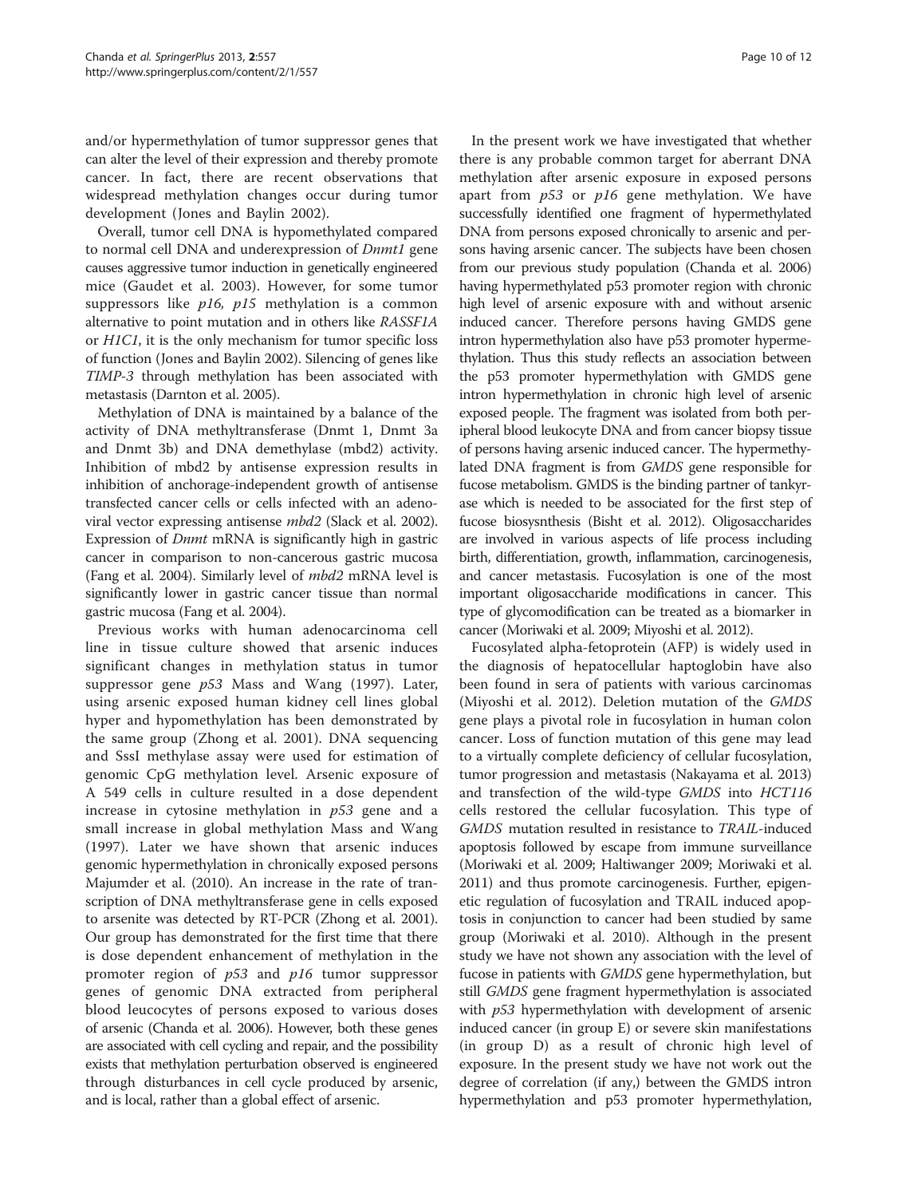and/or hypermethylation of tumor suppressor genes that can alter the level of their expression and thereby promote cancer. In fact, there are recent observations that widespread methylation changes occur during tumor development (Jones and Baylin 2002).

Overall, tumor cell DNA is hypomethylated compared to normal cell DNA and underexpression of *Dnmt1* gene causes aggressive tumor induction in genetically engineered mice (Gaudet et al. 2003). However, for some tumor suppressors like *p16, p15* methylation is a common alternative to point mutation and in others like *RASSF1A* or *H1C1*, it is the only mechanism for tumor specific loss of function (Jones and Baylin 2002). Silencing of genes like *TIMP-3* through methylation has been associated with metastasis (Darnton et al. 2005).

Methylation of DNA is maintained by a balance of the activity of DNA methyltransferase (Dnmt 1, Dnmt 3a and Dnmt 3b) and DNA demethylase (mbd2) activity. Inhibition of mbd2 by antisense expression results in inhibition of anchorage-independent growth of antisense transfected cancer cells or cells infected with an adenoviral vector expressing antisense *mbd2* (Slack et al. 2002). Expression of *Dnmt* mRNA is significantly high in gastric cancer in comparison to non-cancerous gastric mucosa (Fang et al. 2004). Similarly level of *mbd2* mRNA level is significantly lower in gastric cancer tissue than normal gastric mucosa (Fang et al. 2004).

Previous works with human adenocarcinoma cell line in tissue culture showed that arsenic induces significant changes in methylation status in tumor suppressor gene *p53* Mass and Wang (1997). Later, using arsenic exposed human kidney cell lines global hyper and hypomethylation has been demonstrated by the same group (Zhong et al. 2001). DNA sequencing and SssI methylase assay were used for estimation of genomic CpG methylation level. Arsenic exposure of A 549 cells in culture resulted in a dose dependent increase in cytosine methylation in *p53* gene and a small increase in global methylation Mass and Wang (1997). Later we have shown that arsenic induces genomic hypermethylation in chronically exposed persons Majumder et al. (2010). An increase in the rate of transcription of DNA methyltransferase gene in cells exposed to arsenite was detected by RT-PCR (Zhong et al. 2001). Our group has demonstrated for the first time that there is dose dependent enhancement of methylation in the promoter region of *p53* and *p16* tumor suppressor genes of genomic DNA extracted from peripheral blood leucocytes of persons exposed to various doses of arsenic (Chanda et al. 2006). However, both these genes are associated with cell cycling and repair, and the possibility exists that methylation perturbation observed is engineered through disturbances in cell cycle produced by arsenic, and is local, rather than a global effect of arsenic.

In the present work we have investigated that whether there is any probable common target for aberrant DNA methylation after arsenic exposure in exposed persons apart from *p53* or *p16* gene methylation. We have successfully identified one fragment of hypermethylated DNA from persons exposed chronically to arsenic and persons having arsenic cancer. The subjects have been chosen from our previous study population (Chanda et al. 2006) having hypermethylated p53 promoter region with chronic high level of arsenic exposure with and without arsenic induced cancer. Therefore persons having GMDS gene intron hypermethylation also have p53 promoter hypermethylation. Thus this study reflects an association between the p53 promoter hypermethylation with GMDS gene intron hypermethylation in chronic high level of arsenic exposed people. The fragment was isolated from both peripheral blood leukocyte DNA and from cancer biopsy tissue of persons having arsenic induced cancer. The hypermethylated DNA fragment is from *GMDS* gene responsible for fucose metabolism. GMDS is the binding partner of tankyrase which is needed to be associated for the first step of fucose biosynthesis (Bisht et al. 2012). Oligosaccharides are involved in various aspects of life process including birth, differentiation, growth, inflammation, carcinogenesis, and cancer metastasis. Fucosylation is one of the most important oligosaccharide modifications in cancer. This type of glycomodification can be treated as a biomarker in cancer (Moriwaki et al. 2009; Miyoshi et al. 2012).

Fucosylated alpha-fetoprotein (AFP) is widely used in the diagnosis of hepatocellular haptoglobin have also been found in sera of patients with various carcinomas (Miyoshi et al. 2012). Deletion mutation of the *GMDS* gene plays a pivotal role in fucosylation in human colon cancer. Loss of function mutation of this gene may lead to a virtually complete deficiency of cellular fucosylation, tumor progression and metastasis (Nakayama et al. 2013) and transfection of the wild-type *GMDS* into *HCT116* cells restored the cellular fucosylation. This type of *GMDS* mutation resulted in resistance to *TRAIL*-induced apoptosis followed by escape from immune surveillance (Moriwaki et al. 2009; Haltiwanger 2009; Moriwaki et al. 2011) and thus promote carcinogenesis. Further, epigenetic regulation of fucosylation and TRAIL induced apoptosis in conjunction to cancer had been studied by same group (Moriwaki et al. 2010). Although in the present study we have not shown any association with the level of fucose in patients with *GMDS* gene hypermethylation, but still *GMDS* gene fragment hypermethylation is associated with *p53* hypermethylation with development of arsenic induced cancer (in group E) or severe skin manifestations (in group D) as a result of chronic high level of exposure. In the present study we have not work out the degree of correlation (if any,) between the GMDS intron hypermethylation and p53 promoter hypermethylation,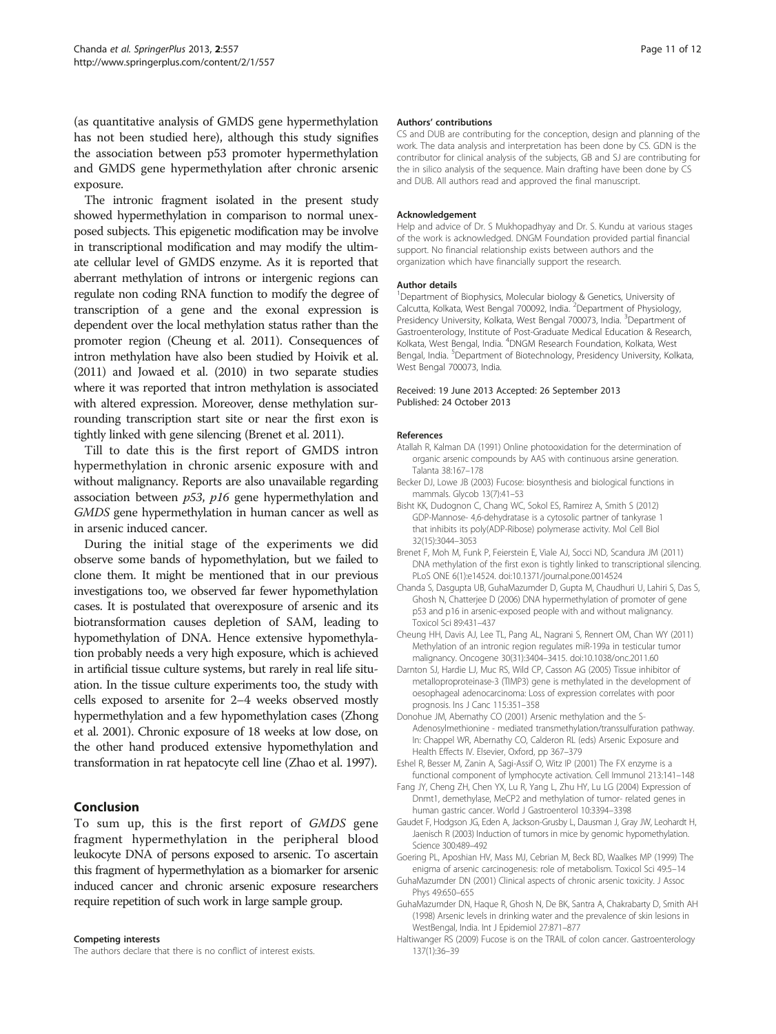(as quantitative analysis of GMDS gene hypermethylation has not been studied here), although this study signifies the association between p53 promoter hypermethylation and GMDS gene hypermethylation after chronic arsenic exposure.

The intronic fragment isolated in the present study showed hypermethylation in comparison to normal unexposed subjects. This epigenetic modification may be involve in transcriptional modification and may modify the ultimate cellular level of GMDS enzyme. As it is reported that aberrant methylation of introns or intergenic regions can regulate non coding RNA function to modify the degree of transcription of a gene and the exonal expression is dependent over the local methylation status rather than the promoter region (Cheung et al. 2011). Consequences of intron methylation have also been studied by Hoivik et al. (2011) and Jowaed et al. (2010) in two separate studies where it was reported that intron methylation is associated with altered expression. Moreover, dense methylation surrounding transcription start site or near the first exon is tightly linked with gene silencing (Brenet et al. 2011).

Till to date this is the first report of GMDS intron hypermethylation in chronic arsenic exposure with and without malignancy. Reports are also unavailable regarding association between *p53*, *p16* gene hypermethylation and *GMDS* gene hypermethylation in human cancer as well as in arsenic induced cancer.

During the initial stage of the experiments we did observe some bands of hypomethylation, but we failed to clone them. It might be mentioned that in our previous investigations too, we observed far fewer hypomethylation cases. It is postulated that overexposure of arsenic and its biotransformation causes depletion of SAM, leading to hypomethylation of DNA. Hence extensive hypomethylation probably needs a very high exposure, which is achieved in artificial tissue culture systems, but rarely in real life situation. In the tissue culture experiments too, the study with cells exposed to arsenite for 2–4 weeks observed mostly hypermethylation and a few hypomethylation cases (Zhong et al. 2001). Chronic exposure of 18 weeks at low dose, on the other hand produced extensive hypomethylation and transformation in rat hepatocyte cell line (Zhao et al. 1997).

## Conclusion

To sum up, this is the first report of *GMDS* gene fragment hypermethylation in the peripheral blood leukocyte DNA of persons exposed to arsenic. To ascertain this fragment of hypermethylation as a biomarker for arsenic induced cancer and chronic arsenic exposure researchers require repetition of such work in large sample group.

#### Competing interests

The authors declare that there is no conflict of interest exists.

#### Authors' contributions

CS and DUB are contributing for the conception, design and planning of the work. The data analysis and interpretation has been done by CS. GDN is the contributor for clinical analysis of the subjects, GB and SJ are contributing for the in silico analysis of the sequence. Main drafting have been done by CS and DUB. All authors read and approved the final manuscript.

#### Acknowledgement

Help and advice of Dr. S Mukhopadhyay and Dr. S. Kundu at various stages of the work is acknowledged. DNGM Foundation provided partial financial support. No financial relationship exists between authors and the organization which have financially support the research.

#### Author details

[1]Department of Biophysics, Molecular biology & Genetics, University of Calcutta, Kolkata, West Bengal 700092, India. [2]Department of Physiology, Presidency University, Kolkata, West Bengal 700073, India. [3]Department of Gastroenterology, Institute of Post-Graduate Medical Education & Research, Kolkata, West Bengal, India. [4]DNGM Research Foundation, Kolkata, West Bengal, India. [5]Department of Biotechnology, Presidency University, Kolkata, West Bengal 700073, India.

Received: 19 June 2013 Accepted: 26 September 2013
Published: 24 October 2013

#### References

Atallah R, Kalman DA (1991) Online photooxidation for the determination of organic arsenic compounds by AAS with continuous arsine generation. Talanta 38:167–178

Becker DJ, Lowe JB (2003) Fucose: biosynthesis and biological functions in mammals. Glycob 13(7):41–53

Bisht KK, Dudognon C, Chang WC, Sokol ES, Ramirez A, Smith S (2012) GDP-Mannose- 4,6-dehydratase is a cytosolic partner of tankyrase 1 that inhibits its poly(ADP-Ribose) polymerase activity. Mol Cell Biol 32(15):3044–3053

Brenet F, Moh M, Funk P, Feierstein E, Viale AJ, Socci ND, Scandura JM (2011) DNA methylation of the first exon is tightly linked to transcriptional silencing. PLoS ONE 6(1):e14524. doi:10.1371/journal.pone.0014524

Chanda S, Dasgupta UB, GuhaMazumder D, Gupta M, Chaudhuri U, Lahiri S, Das S, Ghosh N, Chatterjee D (2006) DNA hypermethylation of promoter of gene p53 and p16 in arsenic-exposed people with and without malignancy. Toxicol Sci 89:431–437

Cheung HH, Davis AJ, Lee TL, Pang AL, Nagrani S, Rennert OM, Chan WY (2011) Methylation of an intronic region regulates miR-199a in testicular tumor malignancy. Oncogene 30(31):3404–3415. doi:10.1038/onc.2011.60

Darnton SJ, Hardie LJ, Muc RS, Wild CP, Casson AG (2005) Tissue inhibitor of metalloproproteinase-3 (TIMP3) gene is methylated in the development of oesophageal adenocarcinoma: Loss of expression correlates with poor prognosis. Ins J Canc 115:351–358

Donohue JM, Abernathy CO (2001) Arsenic methylation and the S-Adenosylmethionine - mediated transmethylation/transsulfuration pathway. In: Chappel WR, Abernathy CO, Calderon RL (eds) Arsenic Exposure and Health Effects IV. Elsevier, Oxford, pp 367–379

Eshel R, Besser M, Zanin A, Sagi-Assif O, Witz IP (2001) The FX enzyme is a functional component of lymphocyte activation. Cell Immunol 213:141–148

Fang JY, Cheng ZH, Chen YX, Lu R, Yang L, Zhu HY, Lu LG (2004) Expression of Dnmt1, demethylase, MeCP2 and methylation of tumor- related genes in human gastric cancer. World J Gastroenterol 10:3394–3398

Gaudet F, Hodgson JG, Eden A, Jackson-Grusby L, Dausman J, Gray JW, Leohardt H, Jaenisch R (2003) Induction of tumors in mice by genomic hypomethylation. Science 300:489–492

Goering PL, Aposhian HV, Mass MJ, Cebrian M, Beck BD, Waalkes MP (1999) The enigma of arsenic carcinogenesis: role of metabolism. Toxicol Sci 49:5–14

GuhaMazumder DN (2001) Clinical aspects of chronic arsenic toxicity. J Assoc Phys 49:650–655

GuhaMazumder DN, Haque R, Ghosh N, De BK, Santra A, Chakrabarty D, Smith AH (1998) Arsenic levels in drinking water and the prevalence of skin lesions in WestBengal, India. Int J Epidemiol 27:871–877

Haltiwanger RS (2009) Fucose is on the TRAIL of colon cancer. Gastroenterology 137(1):36–39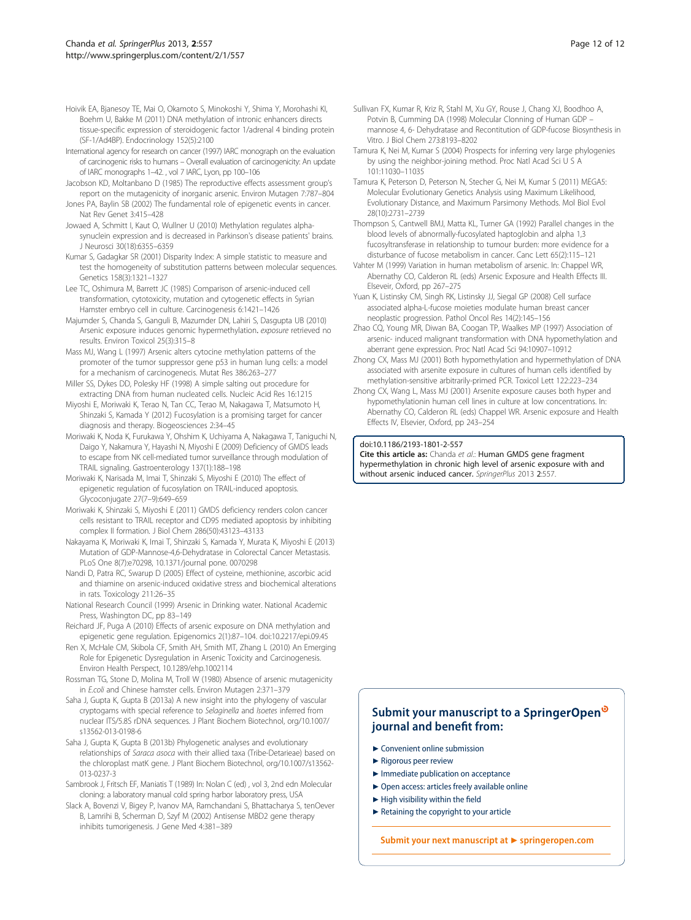Hoivik EA, Bjanesoy TE, Mai O, Okamoto S, Minokoshi Y, Shima Y, Morohashi KI, Boehm U, Bakke M (2011) DNA methylation of intronic enhancers directs tissue-specific expression of steroidogenic factor 1/adrenal 4 binding protein (SF-1/Ad4BP). Endocrinology 152(5):2100

International agency for research on cancer (1997) IARC monograph on the evaluation of carcinogenic risks to humans – Overall evaluation of carcinogenicity: An update of IARC monographs 1–42. , vol 7 IARC, Lyon, pp 100–106

Jacobson KD, Moltanbano D (1985) The reproductive effects assessment group's report on the mutagenicity of inorganic arsenic. Environ Mutagen 7:787–804

Jones PA, Baylin SB (2002) The fundamental role of epigenetic events in cancer. Nat Rev Genet 3:415–428

Jowaed A, Schmitt I, Kaut O, Wullner U (2010) Methylation regulates alpha-synuclein expression and is decreased in Parkinson's disease patients' brains. J Neurosci 30(18):6355–6359

Kumar S, Gadagkar SR (2001) Disparity Index: A simple statistic to measure and test the homogeneity of substitution patterns between molecular sequences. Genetics 158(3):1321–1327

Lee TC, Oshimura M, Barrett JC (1985) Comparison of arsenic-induced cell transformation, cytotoxicity, mutation and cytogenetic effects in Syrian Hamster embryo cell in culture. Carcinogenesis 6:1421–1426

Majumder S, Chanda S, Ganguli B, Mazumder DN, Lahiri S, Dasgupta UB (2010) Arsenic exposure induces genomic hypermethylation. *exposure* retrieved no results. Environ Toxicol 25(3):315–8

Mass MJ, Wang L (1997) Arsenic alters cytocine methylation patterns of the promoter of the tumor suppressor gene p53 in human lung cells: a model for a mechanism of carcinogenecis. Mutat Res 386:263–277

Miller SS, Dykes DD, Polesky HF (1998) A simple salting out procedure for extracting DNA from human nucleated cells. Nucleic Acid Res 16:1215

Miyoshi E, Moriwaki K, Terao N, Tan CC, Terao M, Nakagawa T, Matsumoto H, Shinzaki S, Kamada Y (2012) Fucosylation is a promising target for cancer diagnosis and therapy. Biogeosciences 2:34–45

Moriwaki K, Noda K, Furukawa Y, Ohshim K, Uchiyama A, Nakagawa T, Taniguchi N, Daigo Y, Nakamura Y, Hayashi N, Miyoshi E (2009) Deficiency of GMDS leads to escape from NK cell-mediated tumor surveillance through modulation of TRAIL signaling. Gastroenterology 137(1):188–198

Moriwaki K, Narisada M, Imai T, Shinzaki S, Miyoshi E (2010) The effect of epigenetic regulation of fucosylation on TRAIL-induced apoptosis. Glycoconjugate 27(7–9):649–659

Moriwaki K, Shinzaki S, Miyoshi E (2011) GMDS deficiency renders colon cancer cells resistant to TRAIL receptor and CD95 mediated apoptosis by inhibiting complex II formation. J Biol Chem 286(50):43123–43133

Nakayama K, Moriwaki K, Imai T, Shinzaki S, Kamada Y, Murata K, Miyoshi E (2013) Mutation of GDP-Mannose-4,6-Dehydratase in Colorectal Cancer Metastasis. PLoS One 8(7):e70298, 10.1371/journal pone. 0070298

Nandi D, Patra RC, Swarup D (2005) Effect of cysteine, methionine, ascorbic acid and thiamine on arsenic-induced oxidative stress and biochemical alterations in rats. Toxicology 211:26–35

National Research Council (1999) Arsenic in Drinking water. National Academic Press, Washington DC, pp 83–149

Reichard JF, Puga A (2010) Effects of arsenic exposure on DNA methylation and epigenetic gene regulation. Epigenomics 2(1):87–104. doi:10.2217/epi.09.45

Ren X, McHale CM, Skibola CF, Smith AH, Smith MT, Zhang L (2010) An Emerging Role for Epigenetic Dysregulation in Arsenic Toxicity and Carcinogenesis. Environ Health Perspect, 10.1289/ehp.1002114

Rossman TG, Stone D, Molina M, Troll W (1980) Absence of arsenic mutagenicity in *E.coli* and Chinese hamster cells. Environ Mutagen 2:371–379

Saha J, Gupta K, Gupta B (2013a) A new insight into the phylogeny of vascular cryptogams with special reference to *Selaginella* and *Isoetes* inferred from nuclear ITS/5.8S rDNA sequences. J Plant Biochem Biotechnol, org/10.1007/s13562-013-0198-6

Saha J, Gupta K, Gupta B (2013b) Phylogenetic analyses and evolutionary relationships of *Saraca asoca* with their allied taxa (Tribe-Detarieae) based on the chloroplast matK gene. J Plant Biochem Biotechnol, org/10.1007/s13562-013-0237-3

Sambrook J, Fritsch EF, Maniatis T (1989) In: Nolan C (ed) , vol 3, 2nd edn Molecular cloning: a laboratory manual cold spring harbor laboratory press, USA

Slack A, Bovenzi V, Bigey P, Ivanov MA, Ramchandani S, Bhattacharya S, tenOever B, Lamrihi B, Scherman D, Szyf M (2002) Antisense MBD2 gene therapy inhibits tumorigenesis. J Gene Med 4:381–389

Sullivan FX, Kumar R, Kriz R, Stahl M, Xu GY, Rouse J, Chang XJ, Boodhoo A, Potvin B, Cumming DA (1998) Molecular Clonning of Human GDP – mannose 4, 6- Dehydratase and Recontitution of GDP-fucose Biosynthesis in Vitro. J Biol Chem 273:8193–8202

Tamura K, Nei M, Kumar S (2004) Prospects for inferring very large phylogenies by using the neighbor-joining method. Proc Natl Acad Sci U S A 101:11030–11035

Tamura K, Peterson D, Peterson N, Stecher G, Nei M, Kumar S (2011) MEGA5: Molecular Evolutionary Genetics Analysis using Maximum Likelihood, Evolutionary Distance, and Maximum Parsimony Methods. Mol Biol Evol 28(10):2731–2739

Thompson S, Cantwell BMJ, Matta KL, Turner GA (1992) Parallel changes in the blood levels of abnormally-fucosylated haptoglobin and alpha 1,3 fucosyltransferase in relationship to tumour burden: more evidence for a disturbance of fucose metabolism in cancer. Canc Lett 65(2):115–121

Vahter M (1999) Variation in human metabolism of arsenic. In: Chappel WR, Abernathy CO, Calderon RL (eds) Arsenic Exposure and Health Effects III. Elseveir, Oxford, pp 267–275

Yuan K, Listinsky CM, Singh RK, Listinsky JJ, Siegal GP (2008) Cell surface associated alpha-L-fucose moieties modulate human breast cancer neoplastic progression. Pathol Oncol Res 14(2):145–156

Zhao CQ, Young MR, Diwan BA, Coogan TP, Waalkes MP (1997) Association of arsenic- induced malignant transformation with DNA hypomethylation and aberrant gene expression. Proc Natl Acad Sci 94:10907–10912

Zhong CX, Mass MJ (2001) Both hypomethylation and hypermethylation of DNA associated with arsenite exposure in cultures of human cells identified by methylation-sensitive arbitrarily-primed PCR. Toxicol Lett 122:223–234

Zhong CX, Wang L, Mass MJ (2001) Arsenite exposure causes both hyper and hypomethylationin human cell lines in culture at low concentrations. In: Abernathy CO, Calderon RL (eds) Chappel WR. Arsenic exposure and Health Effects IV, Elsevier, Oxford, pp 243–254

doi:10.1186/2193-1801-2-557

**Cite this article as:** Chanda *et al.*: Human GMDS gene fragment hypermethylation in chronic high level of arsenic exposure with and without arsenic induced cancer. *SpringerPlus* 2013 **2**:557.

**Submit your manuscript to a SpringerOpen journal and benefit from:**

- ► Convenient online submission
- ► Rigorous peer review
- ► Immediate publication on acceptance
- ► Open access: articles freely available online
- ► High visibility within the field
- ► Retaining the copyright to your article

**Submit your next manuscript at ► springeropen.com**